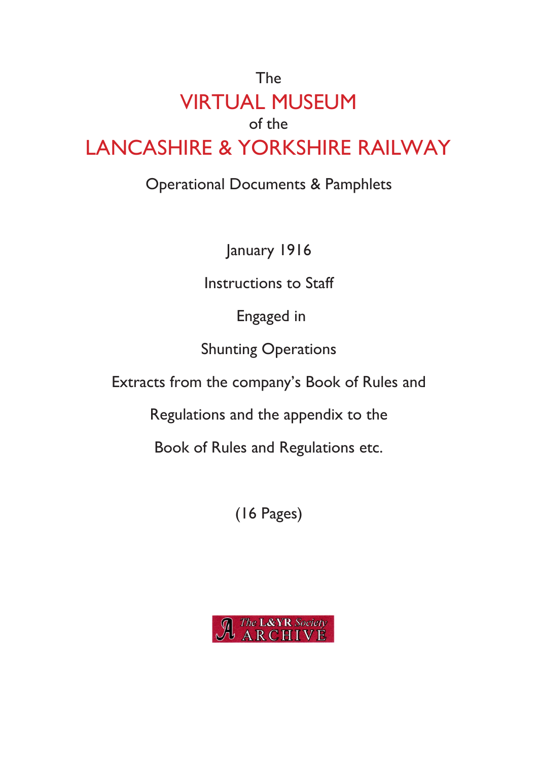# The VIRTUAL MUSEUM of the LANCASHIRE & YORKSHIRE RAILWAY

## Operational Documents & Pamphlets

January 1916

Instructions to Staff

Engaged in

Shunting Operations

Extracts from the company's Book of Rules and

Regulations and the appendix to the

Book of Rules and Regulations etc.

(16 Pages)

The L&YR Society ARCHIVE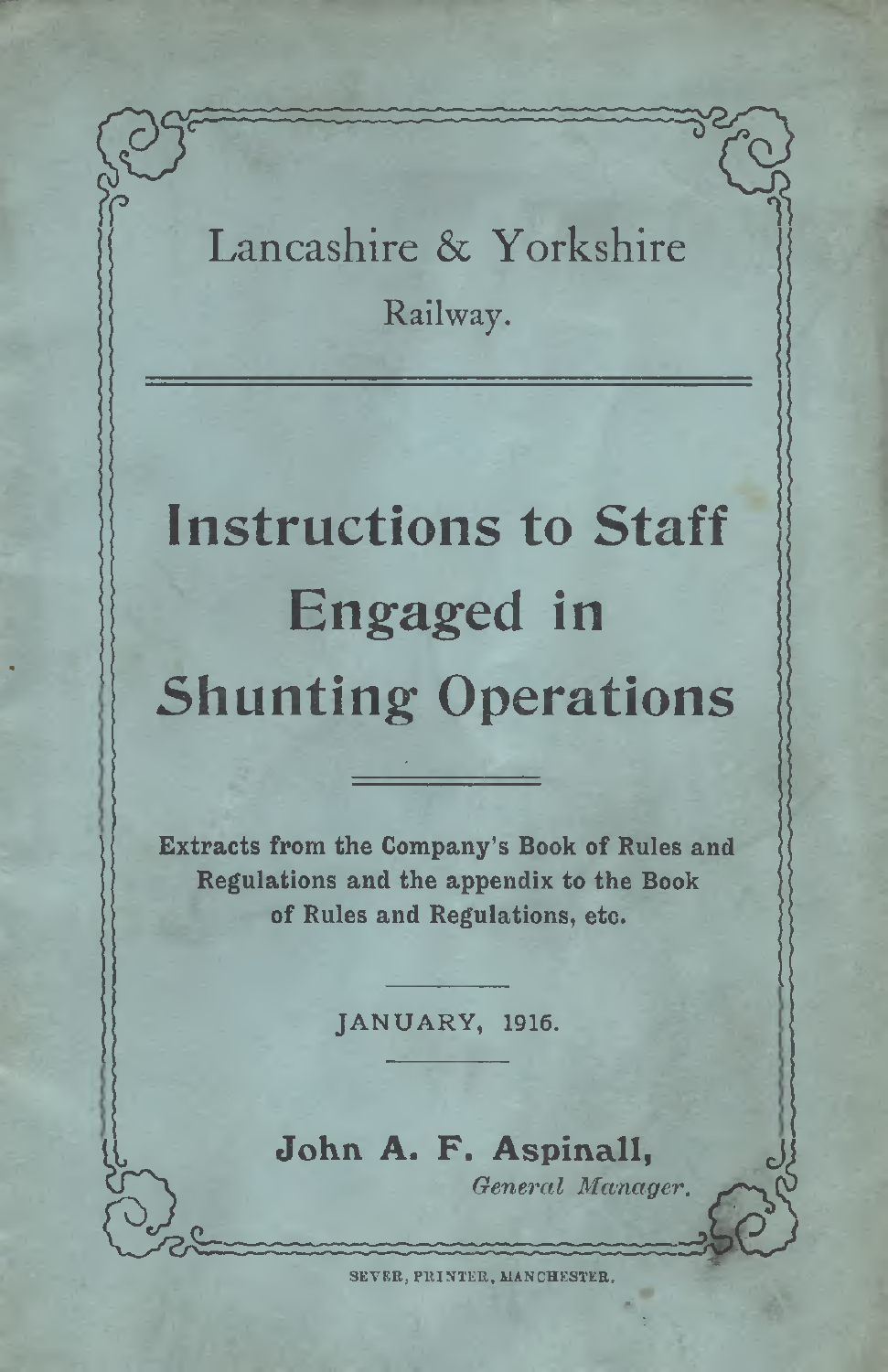# Lancashire & Yorkshire Railway.

# Instructions to Staff Engaged in Shunting Operations

**Extracts from the Company's Book of Rules and Regulations and the appendix to the Book of Rules and Regulations, etc.**

JANUARY, 1916.

**John A. F. Aspinall,**
*General Manager.*

SEVER, PRINTER, MANCHESTER.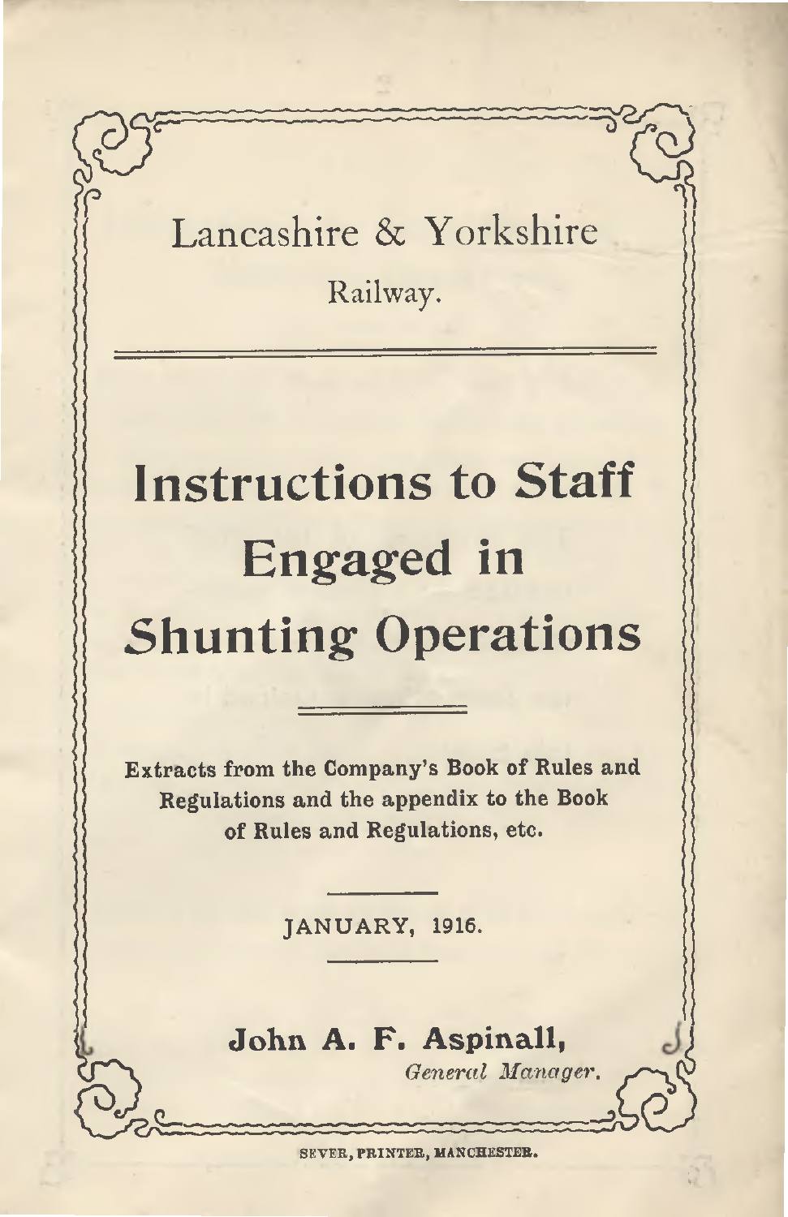Lancashire & Yorkshire

Railway.

# Instructions to Staff Engaged in Shunting Operations

**Extracts from the Company's Book of Rules and Regulations and the appendix to the Book of Rules and Regulations, etc.**

JANUARY, 1916.

**John A. F. Aspinall,**
*General Manager.*

SEVER, PRINTER, MANCHESTER.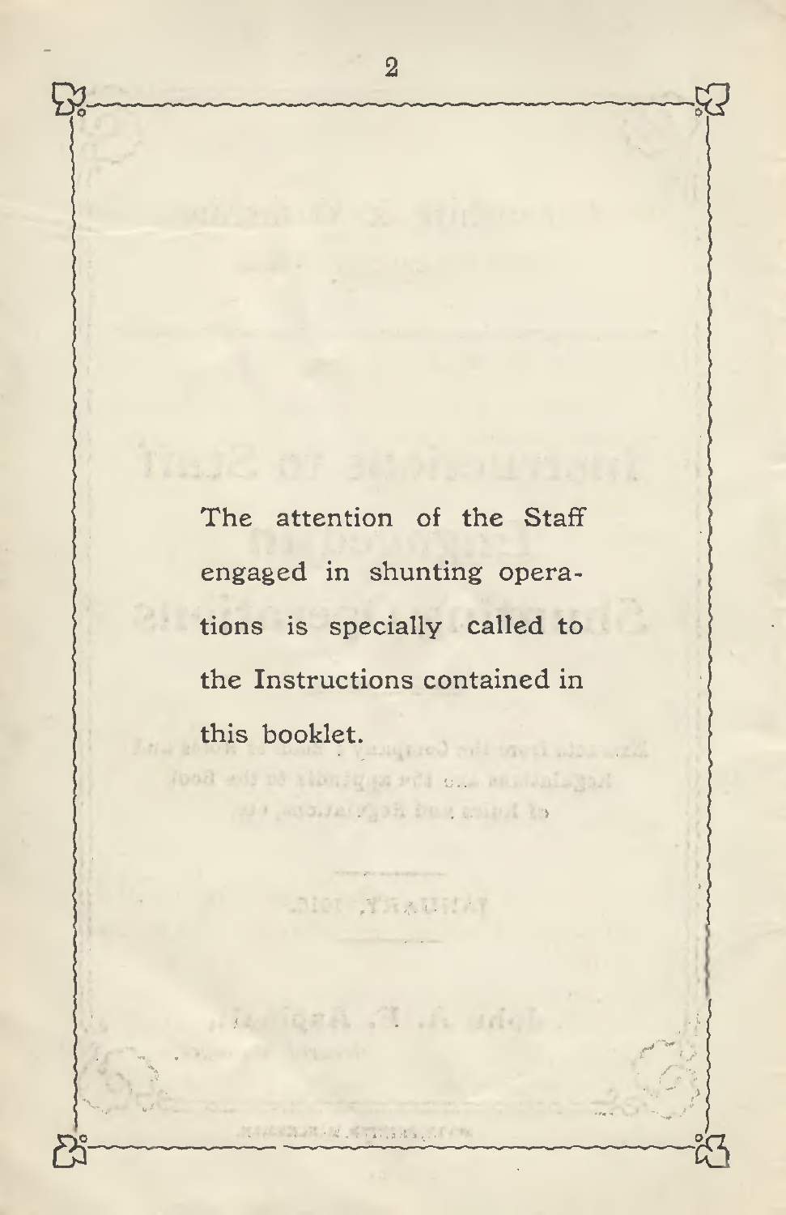The attention of the Staff engaged in shunting operations is specially called to the Instructions contained in this booklet.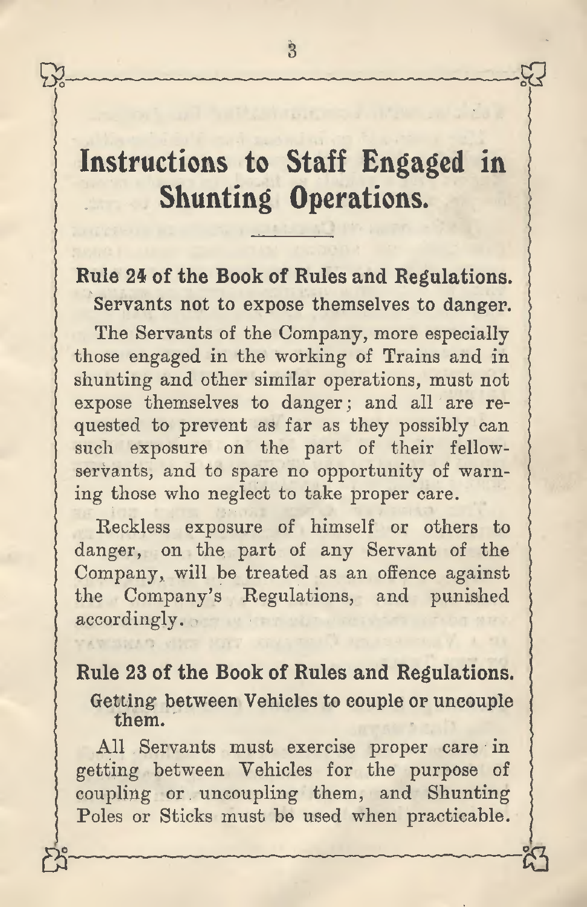# Instructions to Staff Engaged in Shunting Operations.

## Rule 24 of the Book of Rules and Regulations.

### Servants not to expose themselves to danger.

The Servants of the Company, more especially those engaged in the working of Trains and in shunting and other similar operations, must not expose themselves to danger; and all are requested to prevent as far as they possibly can such exposure on the part of their fellow-servants, and to spare no opportunity of warning those who neglect to take proper care.

Reckless exposure of himself or others to danger, on the part of any Servant of the Company, will be treated as an offence against the Company's Regulations, and punished accordingly.

## Rule 23 of the Book of Rules and Regulations.

### Getting between Vehicles to couple or uncouple them.

All Servants must exercise proper care in getting between Vehicles for the purpose of coupling or uncoupling them, and Shunting Poles or Sticks must be used when practicable.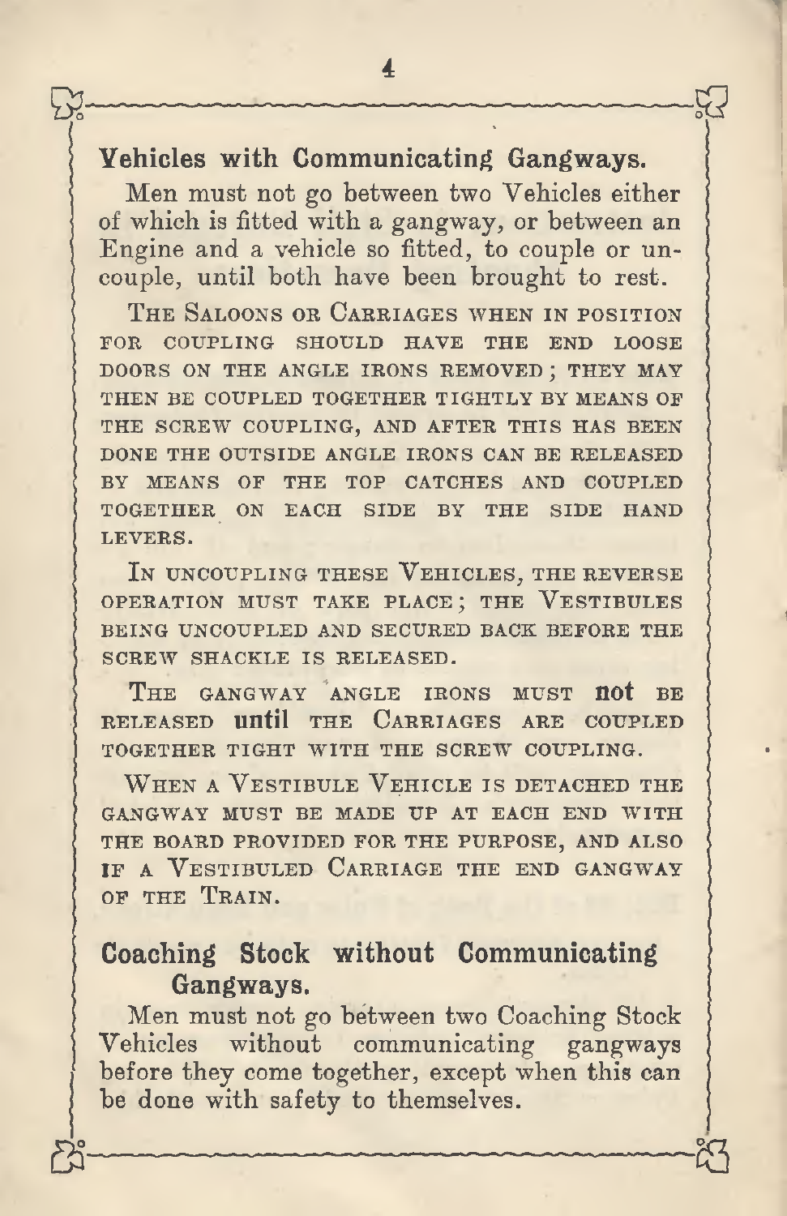## Vehicles with Communicating Gangways.

Men must not go between two Vehicles either of which is fitted with a gangway, or between an Engine and a vehicle so fitted, to couple or uncouple, until both have been brought to rest.

The Saloons or Carriages when in position for coupling should have the end loose doors on the angle irons removed; they may then be coupled together tightly by means of the screw coupling, and after this has been done the outside angle irons can be released by means of the top catches and coupled together on each side by the side hand levers.

In uncoupling these Vehicles, the reverse operation must take place; the Vestibules being uncoupled and secured back before the screw shackle is released.

The gangway angle irons must **not** be released **until** the Carriages are coupled together tight with the screw coupling.

When a Vestibule Vehicle is detached the gangway must be made up at each end with the board provided for the purpose, and also if a Vestibuled Carriage the end gangway of the Train.

## Coaching Stock without Communicating Gangways.

Men must not go between two Coaching Stock Vehicles without communicating gangways before they come together, except when this can be done with safety to themselves.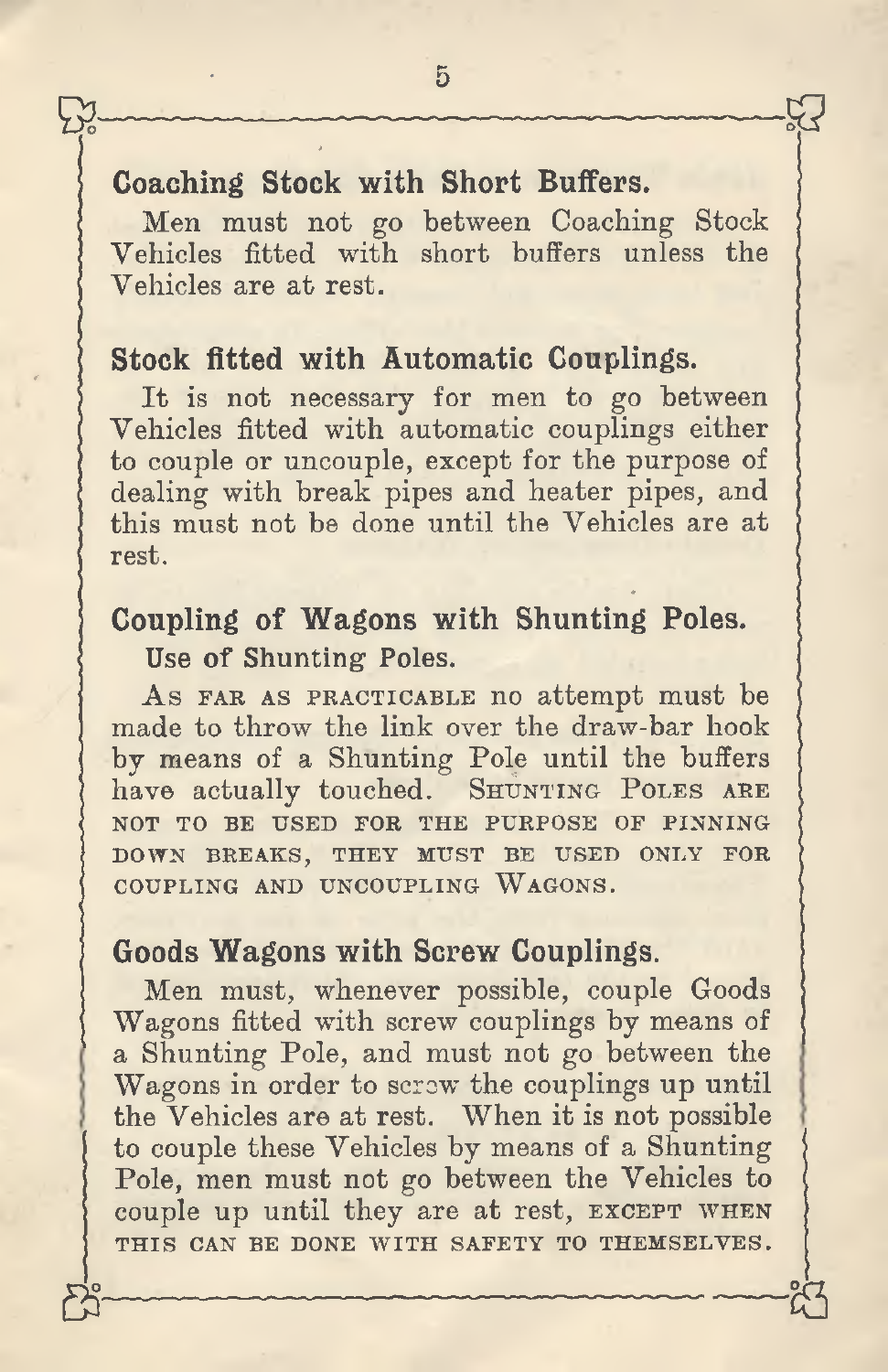## Coaching Stock with Short Buffers.

Men must not go between Coaching Stock Vehicles fitted with short buffers unless the Vehicles are at rest.

## Stock fitted with Automatic Couplings.

It is not necessary for men to go between Vehicles fitted with automatic couplings either to couple or uncouple, except for the purpose of dealing with break pipes and heater pipes, and this must not be done until the Vehicles are at rest.

## Coupling of Wagons with Shunting Poles.

### Use of Shunting Poles.

As far as practicable no attempt must be made to throw the link over the draw-bar hook by means of a Shunting Pole until the buffers have actually touched. Shunting Poles are not to be used for the purpose of pinning down breaks, they must be used only for coupling and uncoupling Wagons.

## Goods Wagons with Screw Couplings.

Men must, whenever possible, couple Goods Wagons fitted with screw couplings by means of a Shunting Pole, and must not go between the Wagons in order to screw the couplings up until the Vehicles are at rest. When it is not possible to couple these Vehicles by means of a Shunting Pole, men must not go between the Vehicles to couple up until they are at rest, except when this can be done with safety to themselves.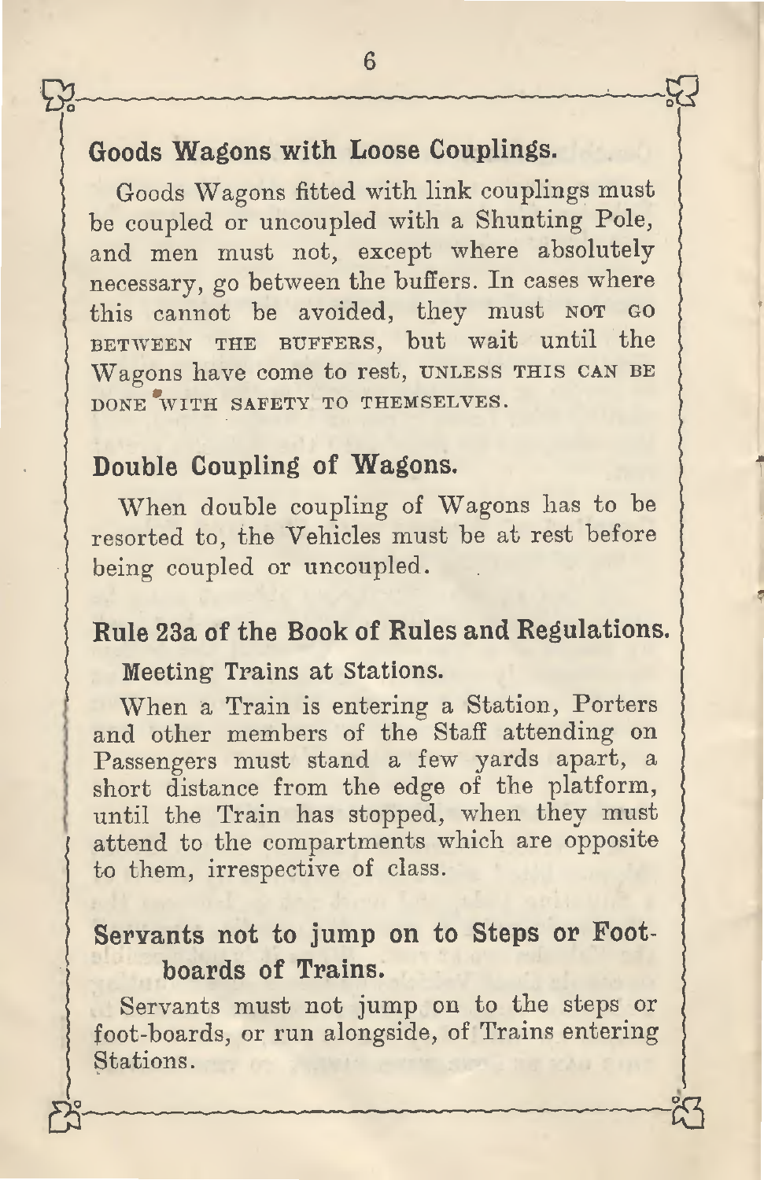## Goods Wagons with Loose Couplings.

Goods Wagons fitted with link couplings must be coupled or uncoupled with a Shunting Pole, and men must not, except where absolutely necessary, go between the buffers. In cases where this cannot be avoided, they must NOT GO BETWEEN THE BUFFERS, but wait until the Wagons have come to rest, UNLESS THIS CAN BE DONE WITH SAFETY TO THEMSELVES.

## Double Coupling of Wagons.

When double coupling of Wagons has to be resorted to, the Vehicles must be at rest before being coupled or uncoupled.

## Rule 23a of the Book of Rules and Regulations.

### Meeting Trains at Stations.

When a Train is entering a Station, Porters and other members of the Staff attending on Passengers must stand a few yards apart, a short distance from the edge of the platform, until the Train has stopped, when they must attend to the compartments which are opposite to them, irrespective of class.

## Servants not to jump on to Steps or Foot-boards of Trains.

Servants must not jump on to the steps or foot-boards, or run alongside, of Trains entering Stations.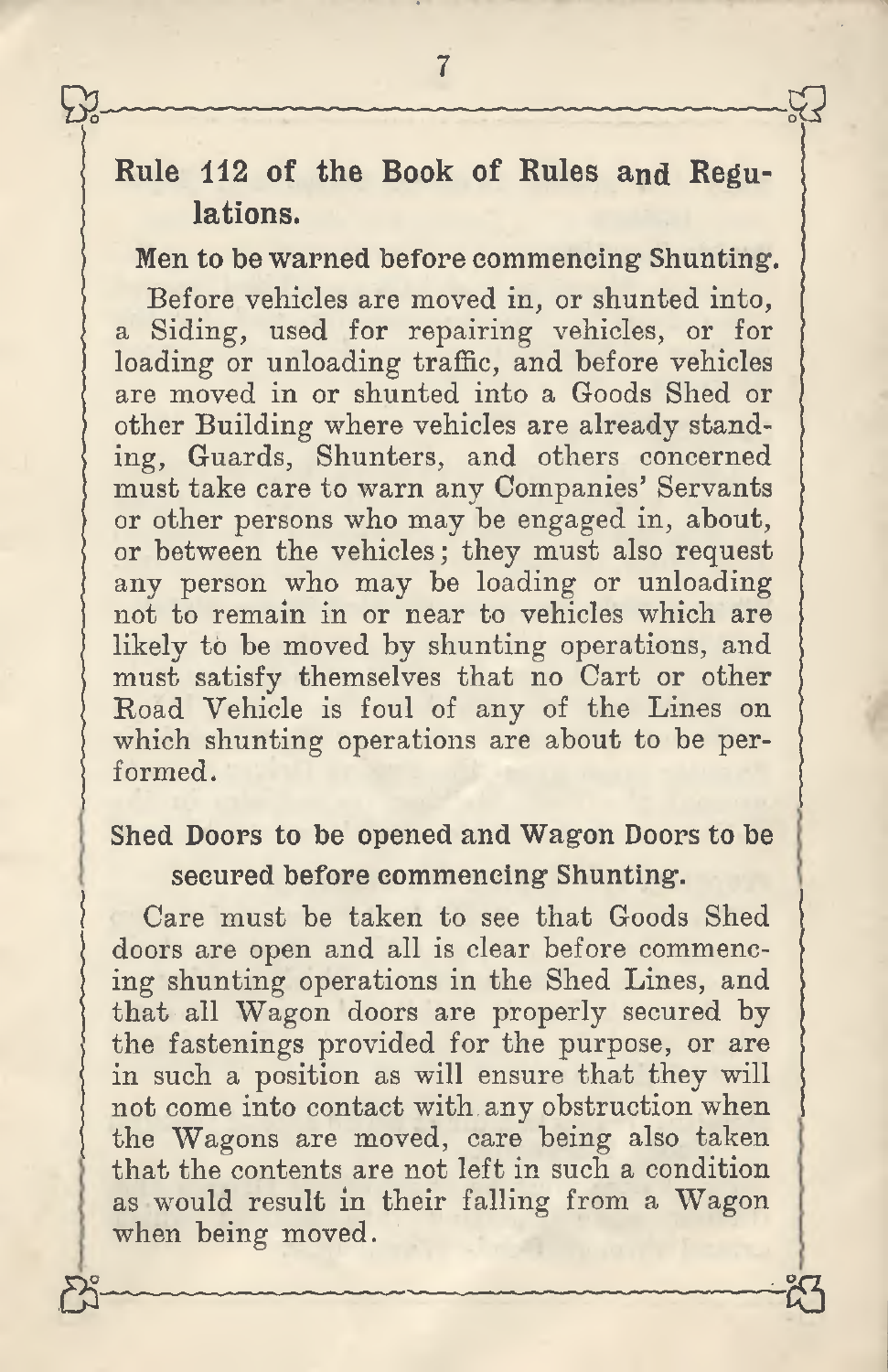## Rule 112 of the Book of Rules and Regulations.

### Men to be warned before commencing Shunting.

Before vehicles are moved in, or shunted into, a Siding, used for repairing vehicles, or for loading or unloading traffic, and before vehicles are moved in or shunted into a Goods Shed or other Building where vehicles are already standing, Guards, Shunters, and others concerned must take care to warn any Companies' Servants or other persons who may be engaged in, about, or between the vehicles; they must also request any person who may be loading or unloading not to remain in or near to vehicles which are likely to be moved by shunting operations, and must satisfy themselves that no Cart or other Road Vehicle is foul of any of the Lines on which shunting operations are about to be performed.

### Shed Doors to be opened and Wagon Doors to be secured before commencing Shunting.

Care must be taken to see that Goods Shed doors are open and all is clear before commencing shunting operations in the Shed Lines, and that all Wagon doors are properly secured by the fastenings provided for the purpose, or are in such a position as will ensure that they will not come into contact with any obstruction when the Wagons are moved, care being also taken that the contents are not left in such a condition as would result in their falling from a Wagon when being moved.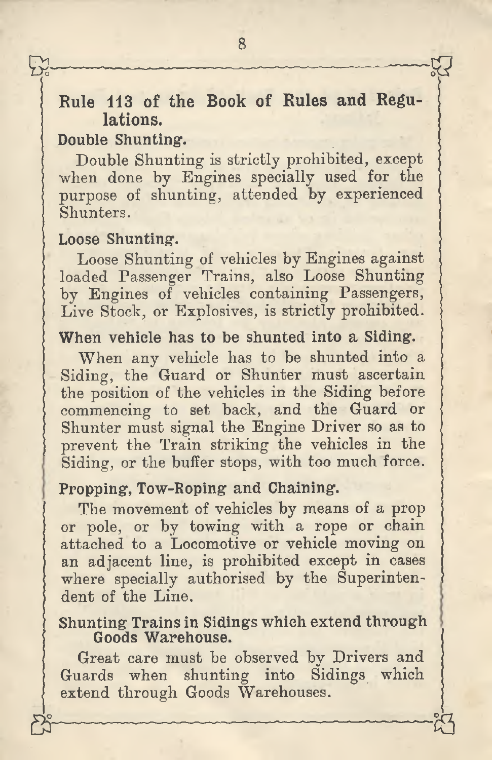## Rule 113 of the Book of Rules and Regulations.

### Double Shunting.

Double Shunting is strictly prohibited, except when done by Engines specially used for the purpose of shunting, attended by experienced Shunters.

### Loose Shunting.

Loose Shunting of vehicles by Engines against loaded Passenger Trains, also Loose Shunting by Engines of vehicles containing Passengers, Live Stock, or Explosives, is strictly prohibited.

### When vehicle has to be shunted into a Siding.

When any vehicle has to be shunted into a Siding, the Guard or Shunter must ascertain the position of the vehicles in the Siding before commencing to set back, and the Guard or Shunter must signal the Engine Driver so as to prevent the Train striking the vehicles in the Siding, or the buffer stops, with too much force.

### Propping, Tow-Roping and Chaining.

The movement of vehicles by means of a prop or pole, or by towing with a rope or chain attached to a Locomotive or vehicle moving on an adjacent line, is prohibited except in cases where specially authorised by the Superintendent of the Line.

### Shunting Trains in Sidings which extend through Goods Warehouse.

Great care must be observed by Drivers and Guards when shunting into Sidings which extend through Goods Warehouses.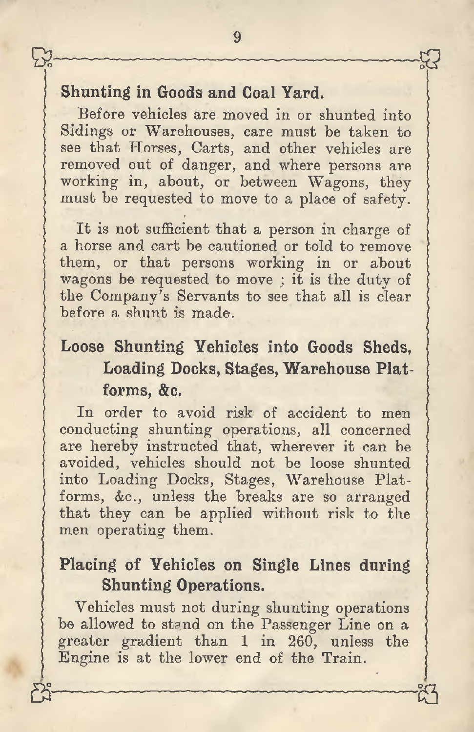## Shunting in Goods and Coal Yard.

Before vehicles are moved in or shunted into Sidings or Warehouses, care must be taken to see that Horses, Carts, and other vehicles are removed out of danger, and where persons are working in, about, or between Wagons, they must be requested to move to a place of safety.

It is not sufficient that a person in charge of a horse and cart be cautioned or told to remove them, or that persons working in or about wagons be requested to move ; it is the duty of the Company's Servants to see that all is clear before a shunt is made.

## Loose Shunting Vehicles into Goods Sheds, Loading Docks, Stages, Warehouse Platforms, &c.

In order to avoid risk of accident to men conducting shunting operations, all concerned are hereby instructed that, wherever it can be avoided, vehicles should not be loose shunted into Loading Docks, Stages, Warehouse Platforms, &c., unless the breaks are so arranged that they can be applied without risk to the men operating them.

## Placing of Vehicles on Single Lines during Shunting Operations.

Vehicles must not during shunting operations be allowed to stand on the Passenger Line on a greater gradient than 1 in 260, unless the Engine is at the lower end of the Train.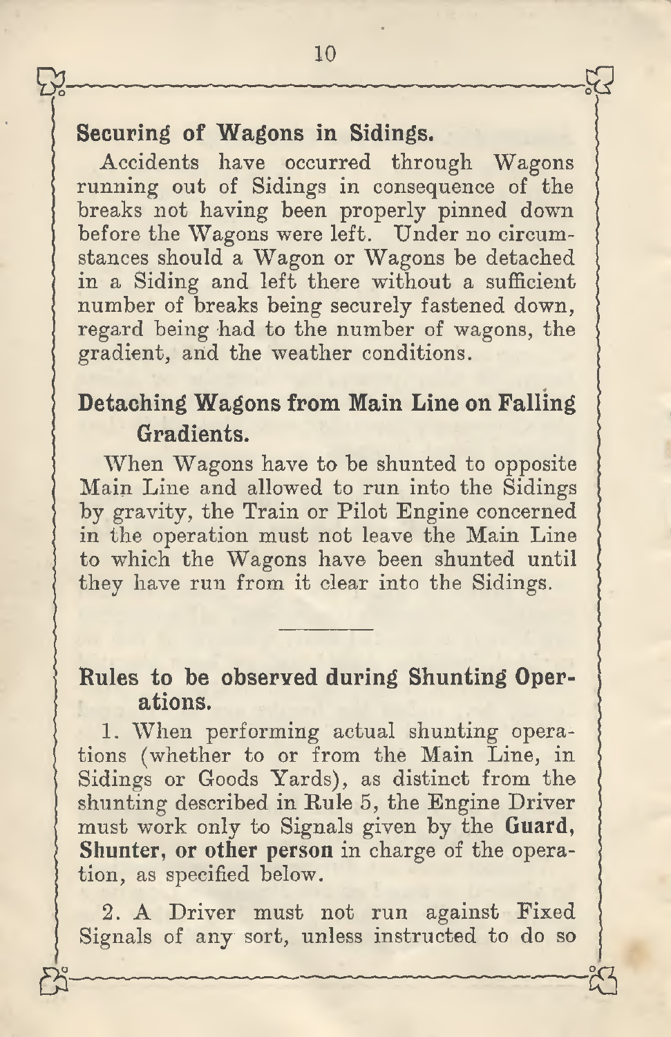## Securing of Wagons in Sidings.

Accidents have occurred through Wagons running out of Sidings in consequence of the breaks not having been properly pinned down before the Wagons were left. Under no circumstances should a Wagon or Wagons be detached in a Siding and left there without a sufficient number of breaks being securely fastened down, regard being had to the number of wagons, the gradient, and the weather conditions.

## Detaching Wagons from Main Line on Falling Gradients.

When Wagons have to be shunted to opposite Main Line and allowed to run into the Sidings by gravity, the Train or Pilot Engine concerned in the operation must not leave the Main Line to which the Wagons have been shunted until they have run from it clear into the Sidings.

---

## Rules to be observed during Shunting Operations.

1. When performing actual shunting operations (whether to or from the Main Line, in Sidings or Goods Yards), as distinct from the shunting described in Rule 5, the Engine Driver must work only to Signals given by the **Guard, Shunter, or other person** in charge of the operation, as specified below.

2. A Driver must not run against Fixed Signals of any sort, unless instructed to do so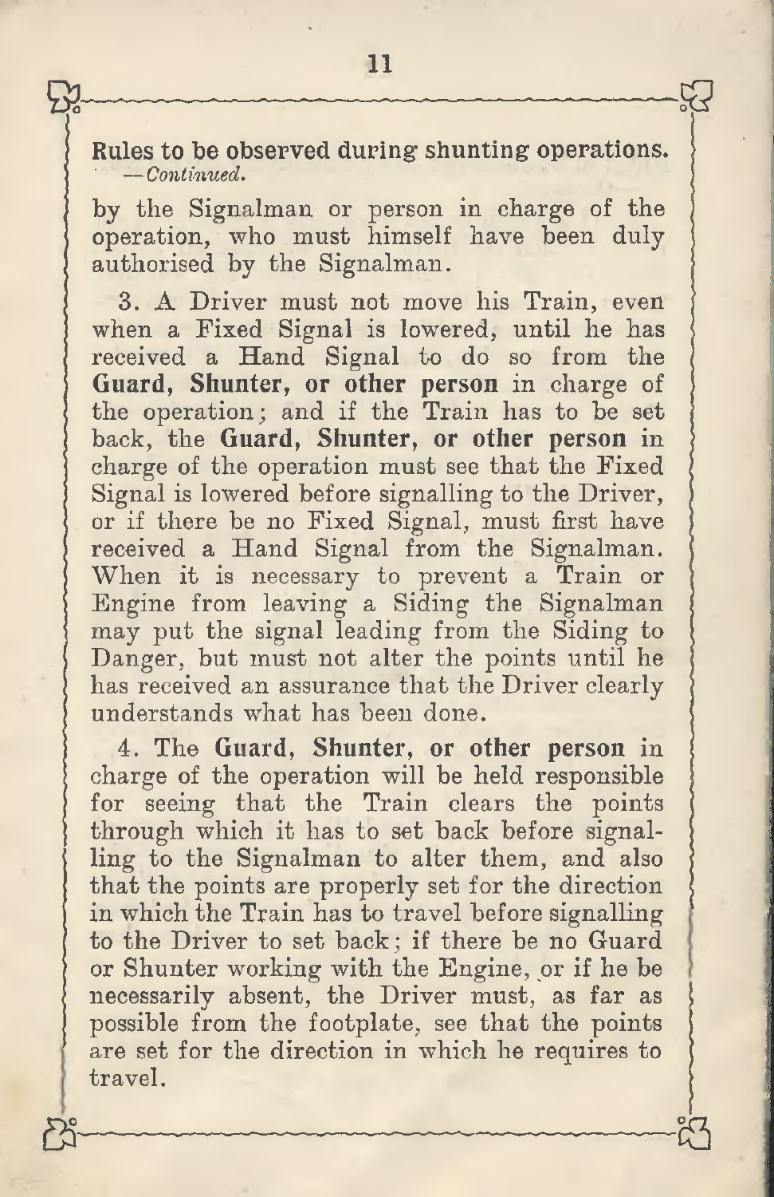**Rules to be observed during shunting operations.**
*—Continued.*

by the Signalman or person in charge of the operation, who must himself have been duly authorised by the Signalman.

3. A Driver must not move his Train, even when a Fixed Signal is lowered, until he has received a Hand Signal to do so from the **Guard, Shunter, or other person** in charge of the operation; and if the Train has to be set back, the **Guard, Shunter, or other person** in charge of the operation must see that the Fixed Signal is lowered before signalling to the Driver, or if there be no Fixed Signal, must first have received a Hand Signal from the Signalman. When it is necessary to prevent a Train or Engine from leaving a Siding the Signalman may put the signal leading from the Siding to Danger, but must not alter the points until he has received an assurance that the Driver clearly understands what has been done.

4. The **Guard, Shunter, or other person** in charge of the operation will be held responsible for seeing that the Train clears the points through which it has to set back before signalling to the Signalman to alter them, and also that the points are properly set for the direction in which the Train has to travel before signalling to the Driver to set back; if there be no Guard or Shunter working with the Engine, or if he be necessarily absent, the Driver must, as far as possible from the footplate, see that the points are set for the direction in which he requires to travel.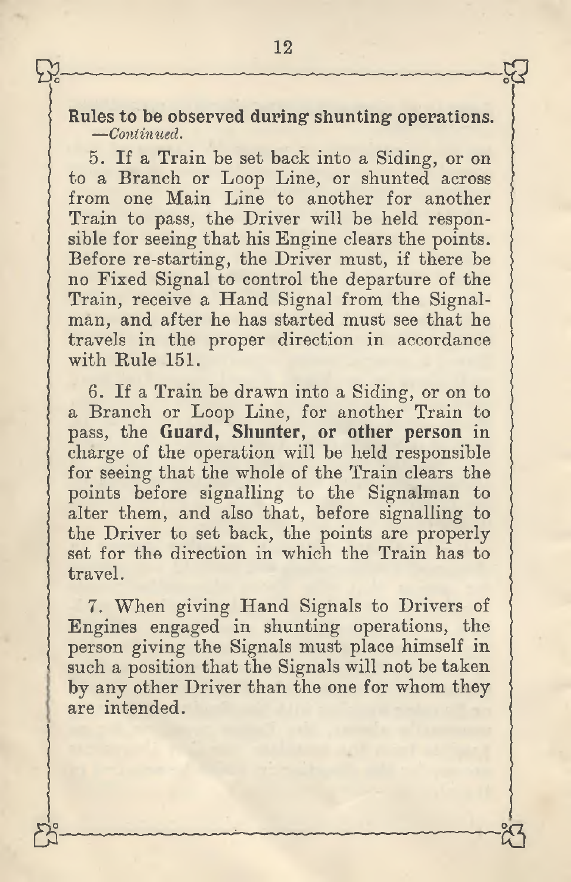## Rules to be observed during shunting operations.
*—Continued.*

5. If a Train be set back into a Siding, or on to a Branch or Loop Line, or shunted across from one Main Line to another for another Train to pass, the Driver will be held responsible for seeing that his Engine clears the points. Before re-starting, the Driver must, if there be no Fixed Signal to control the departure of the Train, receive a Hand Signal from the Signalman, and after he has started must see that he travels in the proper direction in accordance with Rule 151.

6. If a Train be drawn into a Siding, or on to a Branch or Loop Line, for another Train to pass, the **Guard, Shunter, or other person** in charge of the operation will be held responsible for seeing that the whole of the Train clears the points before signalling to the Signalman to alter them, and also that, before signalling to the Driver to set back, the points are properly set for the direction in which the Train has to travel.

7. When giving Hand Signals to Drivers of Engines engaged in shunting operations, the person giving the Signals must place himself in such a position that the Signals will not be taken by any other Driver than the one for whom they are intended.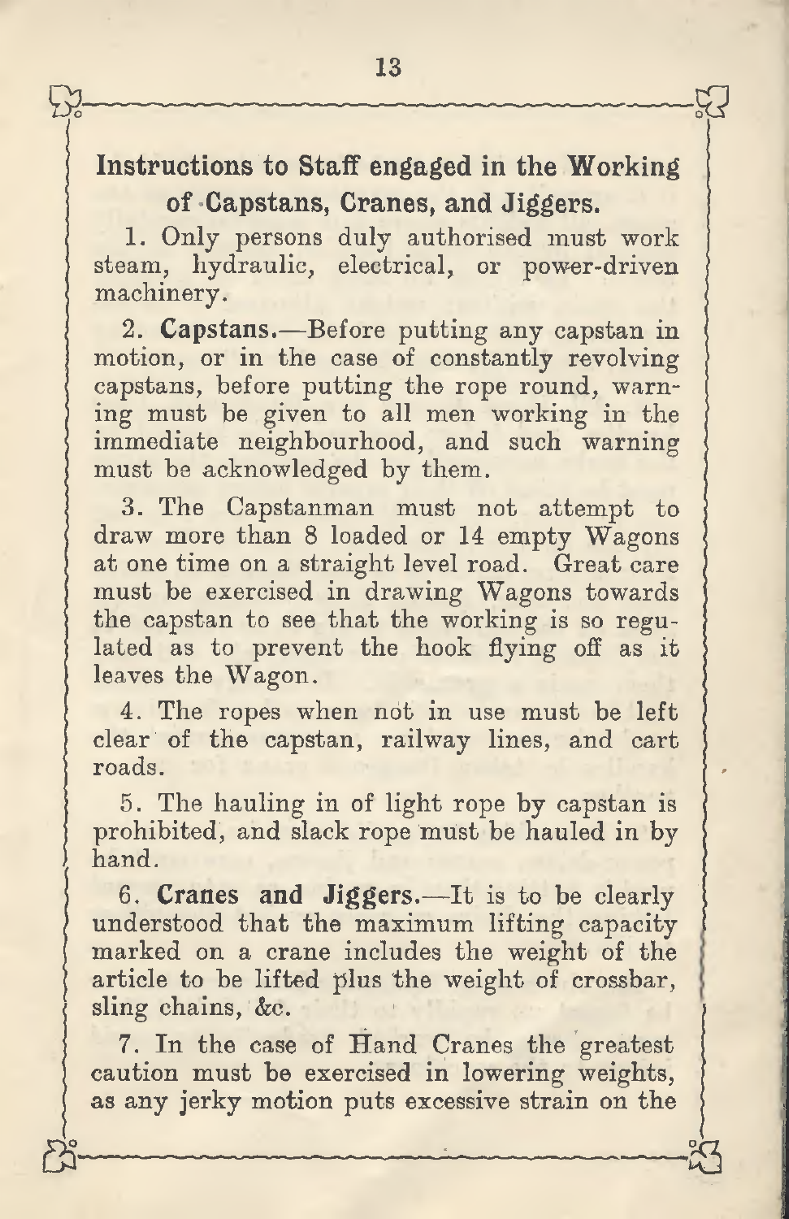## Instructions to Staff engaged in the Working of Capstans, Cranes, and Jiggers.

1. Only persons duly authorised must work steam, hydraulic, electrical, or power-driven machinery.

2. **Capstans.**—Before putting any capstan in motion, or in the case of constantly revolving capstans, before putting the rope round, warning must be given to all men working in the immediate neighbourhood, and such warning must be acknowledged by them.

3. The Capstanman must not attempt to draw more than 8 loaded or 14 empty Wagons at one time on a straight level road. Great care must be exercised in drawing Wagons towards the capstan to see that the working is so regulated as to prevent the hook flying off as it leaves the Wagon.

4. The ropes when not in use must be left clear of the capstan, railway lines, and cart roads.

5. The hauling in of light rope by capstan is prohibited, and slack rope must be hauled in by hand.

6. **Cranes and Jiggers.**—It is to be clearly understood that the maximum lifting capacity marked on a crane includes the weight of the article to be lifted plus the weight of crossbar, sling chains, &c.

7. In the case of Hand Cranes the greatest caution must be exercised in lowering weights, as any jerky motion puts excessive strain on the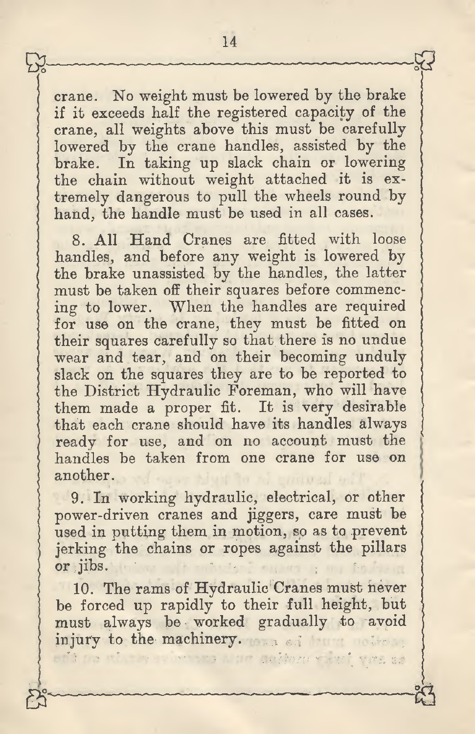crane. No weight must be lowered by the brake if it exceeds half the registered capacity of the crane, all weights above this must be carefully lowered by the crane handles, assisted by the brake. In taking up slack chain or lowering the chain without weight attached it is extremely dangerous to pull the wheels round by hand, the handle must be used in all cases.

8. All Hand Cranes are fitted with loose handles, and before any weight is lowered by the brake unassisted by the handles, the latter must be taken off their squares before commencing to lower. When the handles are required for use on the crane, they must be fitted on their squares carefully so that there is no undue wear and tear, and on their becoming unduly slack on the squares they are to be reported to the District Hydraulic Foreman, who will have them made a proper fit. It is very desirable that each crane should have its handles always ready for use, and on no account must the handles be taken from one crane for use on another.

9. In working hydraulic, electrical, or other power-driven cranes and jiggers, care must be used in putting them in motion, so as to prevent jerking the chains or ropes against the pillars or jibs.

10. The rams of Hydraulic Cranes must never be forced up rapidly to their full height, but must always be worked gradually to avoid injury to the machinery.